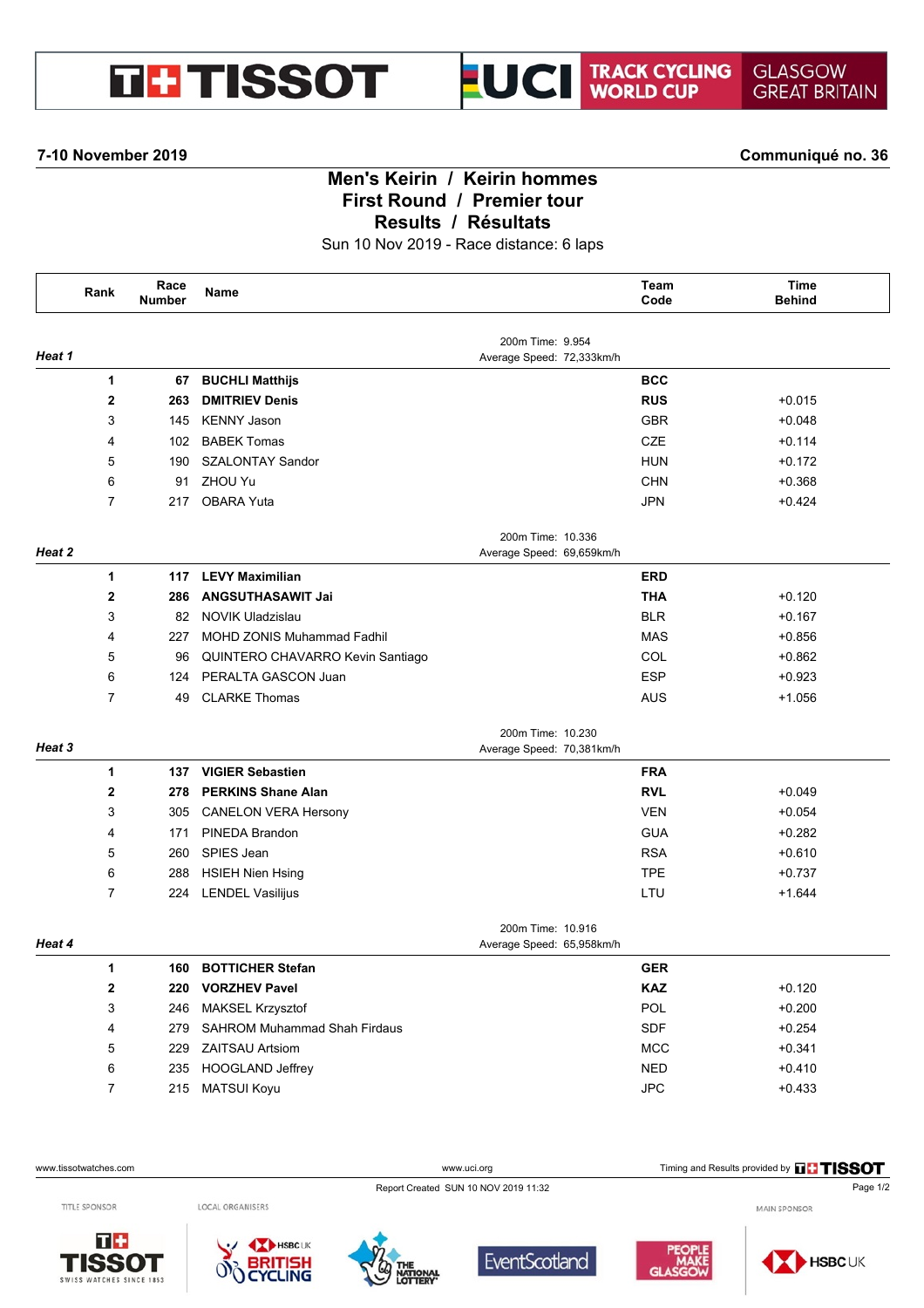TISSOT — UCI TRACK CYCLING WORLD CUP — GLASGOW GREAT BRITAIN

**7-10 November 2019** **Communiqué no. 36**

# Men's Keirin / Keirin hommes
## First Round / Premier tour
## Results / Résultats

Sun 10 Nov 2019 - Race distance: 6 laps

### Heat 1

200m Time: 9.954
Average Speed: 72,333km/h

| Rank | Race Number | Name | Team Code | Time Behind |
|---|---|---|---|---|
| **1** | **67** | **BUCHLI Matthijs** | **BCC** | |
| **2** | **263** | **DMITRIEV Denis** | **RUS** | +0.015 |
| 3 | 145 | KENNY Jason | GBR | +0.048 |
| 4 | 102 | BABEK Tomas | CZE | +0.114 |
| 5 | 190 | SZALONTAY Sandor | HUN | +0.172 |
| 6 | 91 | ZHOU Yu | CHN | +0.368 |
| 7 | 217 | OBARA Yuta | JPN | +0.424 |

### Heat 2

200m Time: 10.336
Average Speed: 69,659km/h

| Rank | Race Number | Name | Team Code | Time Behind |
|---|---|---|---|---|
| **1** | **117** | **LEVY Maximilian** | **ERD** | |
| **2** | **286** | **ANGSUTHASAWIT Jai** | **THA** | +0.120 |
| 3 | 82 | NOVIK Uladzislau | BLR | +0.167 |
| 4 | 227 | MOHD ZONIS Muhammad Fadhil | MAS | +0.856 |
| 5 | 96 | QUINTERO CHAVARRO Kevin Santiago | COL | +0.862 |
| 6 | 124 | PERALTA GASCON Juan | ESP | +0.923 |
| 7 | 49 | CLARKE Thomas | AUS | +1.056 |

### Heat 3

200m Time: 10.230
Average Speed: 70,381km/h

| Rank | Race Number | Name | Team Code | Time Behind |
|---|---|---|---|---|
| **1** | **137** | **VIGIER Sebastien** | **FRA** | |
| **2** | **278** | **PERKINS Shane Alan** | **RVL** | +0.049 |
| 3 | 305 | CANELON VERA Hersony | VEN | +0.054 |
| 4 | 171 | PINEDA Brandon | GUA | +0.282 |
| 5 | 260 | SPIES Jean | RSA | +0.610 |
| 6 | 288 | HSIEH Nien Hsing | TPE | +0.737 |
| 7 | 224 | LENDEL Vasilijus | LTU | +1.644 |

### Heat 4

200m Time: 10.916
Average Speed: 65,958km/h

| Rank | Race Number | Name | Team Code | Time Behind |
|---|---|---|---|---|
| **1** | **160** | **BOTTICHER Stefan** | **GER** | |
| **2** | **220** | **VORZHEV Pavel** | **KAZ** | +0.120 |
| 3 | 246 | MAKSEL Krzysztof | POL | +0.200 |
| 4 | 279 | SAHROM Muhammad Shah Firdaus | SDF | +0.254 |
| 5 | 229 | ZAITSAU Artsiom | MCC | +0.341 |
| 6 | 235 | HOOGLAND Jeffrey | NED | +0.410 |
| 7 | 215 | MATSUI Koyu | JPC | +0.433 |

www.tissotwatches.com www.uci.org Timing and Results provided by TISSOT

Report Created SUN 10 NOV 2019 11:32

TITLE SPONSOR LOCAL ORGANISERS MAIN SPONSOR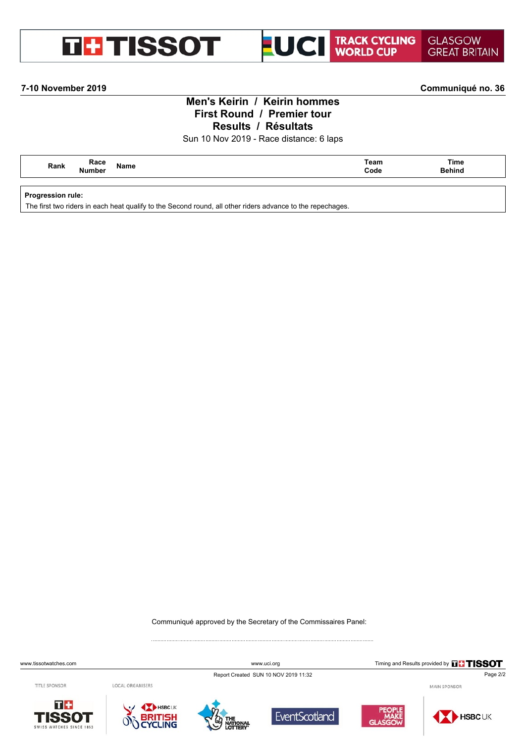**7-10 November 2019** **Communiqué no. 36**

# Men's Keirin / Keirin hommes
## First Round / Premier tour
## Results / Résultats

Sun 10 Nov 2019 - Race distance: 6 laps

| Rank | Race Number | Name | Team Code | Time Behind |
|---|---|---|---|---|

**Progression rule:**
The first two riders in each heat qualify to the Second round, all other riders advance to the repechages.

Communiqué approved by the Secretary of the Commissaires Panel:

Report Created SUN 10 NOV 2019 11:32